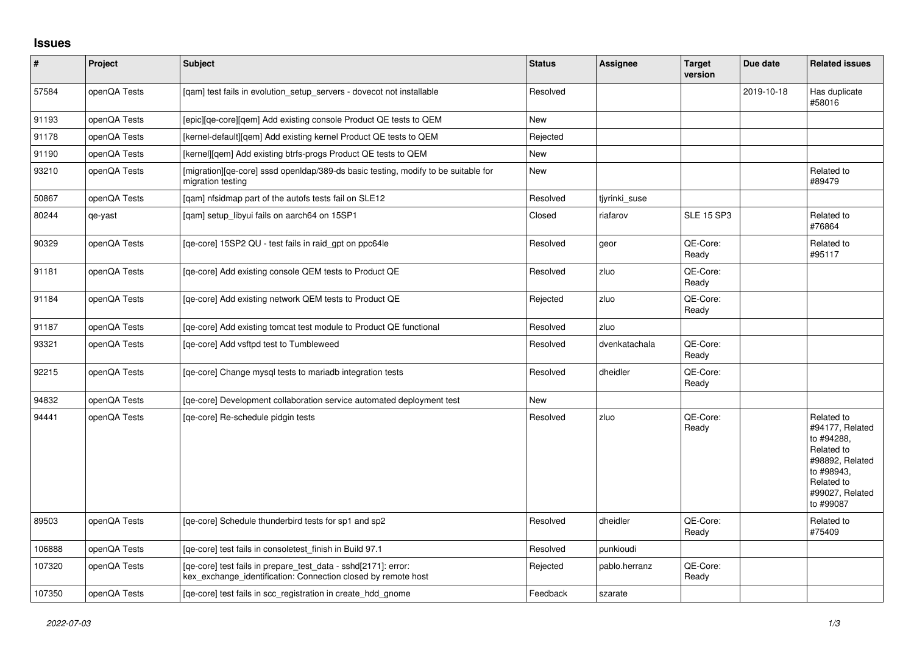## Issues

| # | Project | Subject | Status | Assignee | Target version | Due date | Related issues |
|---|---|---|---|---|---|---|---|
| 57584 | openQA Tests | [qam] test fails in evolution_setup_servers - dovecot not installable | Resolved | | | 2019-10-18 | Has duplicate #58016 |
| 91193 | openQA Tests | [epic][qe-core][qem] Add existing console Product QE tests to QEM | New | | | | |
| 91178 | openQA Tests | [kernel-default][qem] Add existing kernel Product QE tests to QEM | Rejected | | | | |
| 91190 | openQA Tests | [kernel][qem] Add existing btrfs-progs Product QE tests to QEM | New | | | | |
| 93210 | openQA Tests | [migration][qe-core] sssd openldap/389-ds basic testing, modify to be suitable for migration testing | New | | | | Related to #89479 |
| 50867 | openQA Tests | [qam] nfsidmap part of the autofs tests fail on SLE12 | Resolved | tjyrinki_suse | | | |
| 80244 | qe-yast | [qam] setup_libyui fails on aarch64 on 15SP1 | Closed | riafarov | SLE 15 SP3 | | Related to #76864 |
| 90329 | openQA Tests | [qe-core] 15SP2 QU - test fails in raid_gpt on ppc64le | Resolved | geor | QE-Core: Ready | | Related to #95117 |
| 91181 | openQA Tests | [qe-core] Add existing console QEM tests to Product QE | Resolved | zluo | QE-Core: Ready | | |
| 91184 | openQA Tests | [qe-core] Add existing network QEM tests to Product QE | Rejected | zluo | QE-Core: Ready | | |
| 91187 | openQA Tests | [qe-core] Add existing tomcat test module to Product QE functional | Resolved | zluo | | | |
| 93321 | openQA Tests | [qe-core] Add vsftpd test to Tumbleweed | Resolved | dvenkatachala | QE-Core: Ready | | |
| 92215 | openQA Tests | [qe-core] Change mysql tests to mariadb integration tests | Resolved | dheidler | QE-Core: Ready | | |
| 94832 | openQA Tests | [qe-core] Development collaboration service automated deployment test | New | | | | |
| 94441 | openQA Tests | [qe-core] Re-schedule pidgin tests | Resolved | zluo | QE-Core: Ready | | Related to #94177, Related to #94288, Related to #98892, Related to #98943, Related to #99027, Related to #99087 |
| 89503 | openQA Tests | [qe-core] Schedule thunderbird tests for sp1 and sp2 | Resolved | dheidler | QE-Core: Ready | | Related to #75409 |
| 106888 | openQA Tests | [qe-core] test fails in consoletest_finish in Build 97.1 | Resolved | punkioudi | | | |
| 107320 | openQA Tests | [qe-core] test fails in prepare_test_data - sshd[2171]: error: kex_exchange_identification: Connection closed by remote host | Rejected | pablo.herranz | QE-Core: Ready | | |
| 107350 | openQA Tests | [qe-core] test fails in scc_registration in create_hdd_gnome | Feedback | szarate | | | |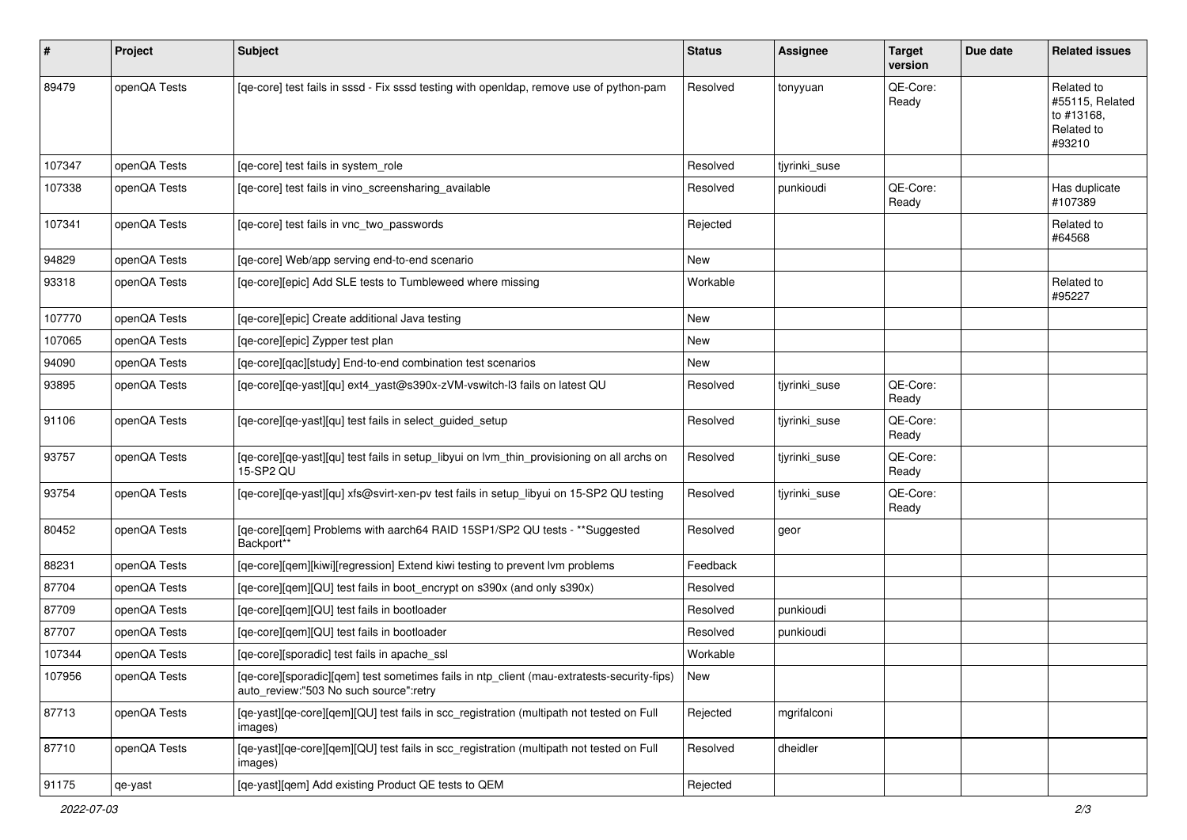| # | Project | Subject | Status | Assignee | Target version | Due date | Related issues |
|---|---|---|---|---|---|---|---|
| 89479 | openQA Tests | [qe-core] test fails in sssd - Fix sssd testing with openldap, remove use of python-pam | Resolved | tonyyuan | QE-Core: Ready | | Related to #55115, Related to #13168, Related to #93210 |
| 107347 | openQA Tests | [qe-core] test fails in system_role | Resolved | tjyrinki_suse | | | |
| 107338 | openQA Tests | [qe-core] test fails in vino_screensharing_available | Resolved | punkioudi | QE-Core: Ready | | Has duplicate #107389 |
| 107341 | openQA Tests | [qe-core] test fails in vnc_two_passwords | Rejected | | | | Related to #64568 |
| 94829 | openQA Tests | [qe-core] Web/app serving end-to-end scenario | New | | | | |
| 93318 | openQA Tests | [qe-core][epic] Add SLE tests to Tumbleweed where missing | Workable | | | | Related to #95227 |
| 107770 | openQA Tests | [qe-core][epic] Create additional Java testing | New | | | | |
| 107065 | openQA Tests | [qe-core][epic] Zypper test plan | New | | | | |
| 94090 | openQA Tests | [qe-core][qac][study] End-to-end combination test scenarios | New | | | | |
| 93895 | openQA Tests | [qe-core][qe-yast][qu] ext4_yast@s390x-zVM-vswitch-l3 fails on latest QU | Resolved | tjyrinki_suse | QE-Core: Ready | | |
| 91106 | openQA Tests | [qe-core][qe-yast][qu] test fails in select_guided_setup | Resolved | tjyrinki_suse | QE-Core: Ready | | |
| 93757 | openQA Tests | [qe-core][qe-yast][qu] test fails in setup_libyui on lvm_thin_provisioning on all archs on 15-SP2 QU | Resolved | tjyrinki_suse | QE-Core: Ready | | |
| 93754 | openQA Tests | [qe-core][qe-yast][qu] xfs@svirt-xen-pv test fails in setup_libyui on 15-SP2 QU testing | Resolved | tjyrinki_suse | QE-Core: Ready | | |
| 80452 | openQA Tests | [qe-core][qem] Problems with aarch64 RAID 15SP1/SP2 QU tests - **Suggested Backport** | Resolved | geor | | | |
| 88231 | openQA Tests | [qe-core][qem][kiwi][regression] Extend kiwi testing to prevent lvm problems | Feedback | | | | |
| 87704 | openQA Tests | [qe-core][qem][QU] test fails in boot_encrypt on s390x (and only s390x) | Resolved | | | | |
| 87709 | openQA Tests | [qe-core][qem][QU] test fails in bootloader | Resolved | punkioudi | | | |
| 87707 | openQA Tests | [qe-core][qem][QU] test fails in bootloader | Resolved | punkioudi | | | |
| 107344 | openQA Tests | [qe-core][sporadic] test fails in apache_ssl | Workable | | | | |
| 107956 | openQA Tests | [qe-core][sporadic][qem] test sometimes fails in ntp_client (mau-extratests-security-fips) auto_review:"503 No such source":retry | New | | | | |
| 87713 | openQA Tests | [qe-yast][qe-core][qem][QU] test fails in scc_registration (multipath not tested on Full images) | Rejected | mgrifalconi | | | |
| 87710 | openQA Tests | [qe-yast][qe-core][qem][QU] test fails in scc_registration (multipath not tested on Full images) | Resolved | dheidler | | | |
| 91175 | qe-yast | [qe-yast][qem] Add existing Product QE tests to QEM | Rejected | | | | |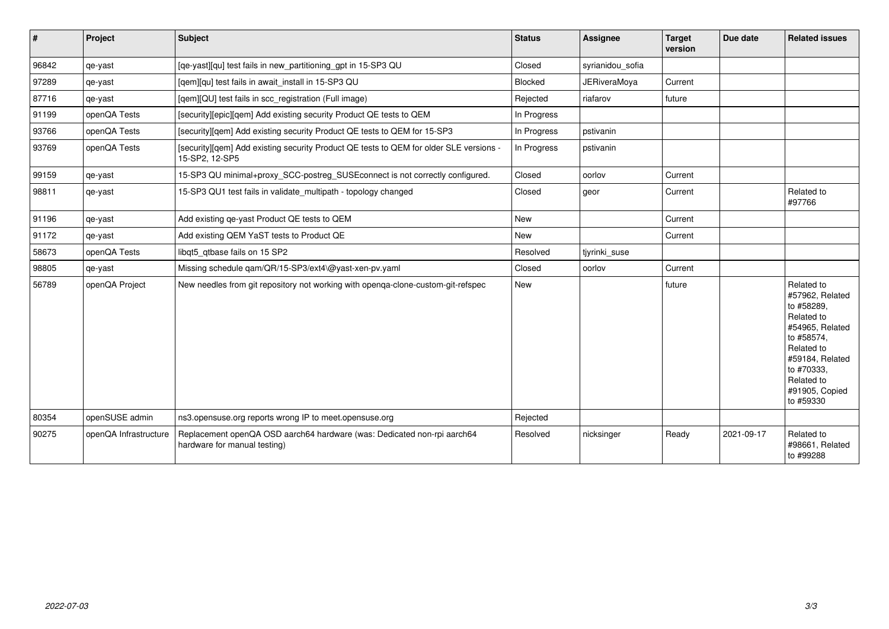| # | Project | Subject | Status | Assignee | Target version | Due date | Related issues |
|---|---|---|---|---|---|---|---|
| 96842 | qe-yast | [qe-yast][qu] test fails in new_partitioning_gpt in 15-SP3 QU | Closed | syrianidou_sofia | | | |
| 97289 | qe-yast | [qem][qu] test fails in await_install in 15-SP3 QU | Blocked | JERiveraMoya | Current | | |
| 87716 | qe-yast | [qem][QU] test fails in scc_registration (Full image) | Rejected | riafarov | future | | |
| 91199 | openQA Tests | [security][epic][qem] Add existing security Product QE tests to QEM | In Progress | | | | |
| 93766 | openQA Tests | [security][qem] Add existing security Product QE tests to QEM for 15-SP3 | In Progress | pstivanin | | | |
| 93769 | openQA Tests | [security][qem] Add existing security Product QE tests to QEM for older SLE versions - 15-SP2, 12-SP5 | In Progress | pstivanin | | | |
| 99159 | qe-yast | 15-SP3 QU minimal+proxy_SCC-postreg_SUSEconnect is not correctly configured. | Closed | oorlov | Current | | |
| 98811 | qe-yast | 15-SP3 QU1 test fails in validate_multipath - topology changed | Closed | geor | Current | | Related to #97766 |
| 91196 | qe-yast | Add existing qe-yast Product QE tests to QEM | New | | Current | | |
| 91172 | qe-yast | Add existing QEM YaST tests to Product QE | New | | Current | | |
| 58673 | openQA Tests | libqt5_qtbase fails on 15 SP2 | Resolved | tjyrinki_suse | | | |
| 98805 | qe-yast | Missing schedule qam/QR/15-SP3/ext4\@yast-xen-pv.yaml | Closed | oorlov | Current | | |
| 56789 | openQA Project | New needles from git repository not working with openqa-clone-custom-git-refspec | New | | future | | Related to #57962, Related to #58289, Related to #54965, Related to #58574, Related to #59184, Related to #70333, Related to #91905, Copied to #59330 |
| 80354 | openSUSE admin | ns3.opensuse.org reports wrong IP to meet.opensuse.org | Rejected | | | | |
| 90275 | openQA Infrastructure | Replacement openQA OSD aarch64 hardware (was: Dedicated non-rpi aarch64 hardware for manual testing) | Resolved | nicksinger | Ready | 2021-09-17 | Related to #98661, Related to #99288 |